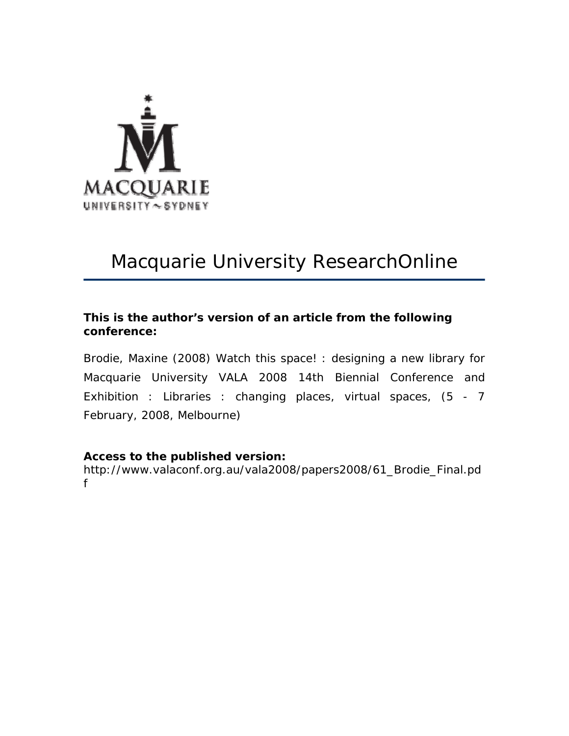MACQUARIE
UNIVERSITY ~ SYDNEY

# Macquarie University ResearchOnline

**This is the author's version of an article from the following conference:**

Brodie, Maxine (2008) Watch this space! : designing a new library for Macquarie University VALA 2008 14th Biennial Conference and Exhibition : Libraries : changing places, virtual spaces, (5 - 7 February, 2008, Melbourne)

**Access to the published version:**
http://www.valaconf.org.au/vala2008/papers2008/61_Brodie_Final.pdf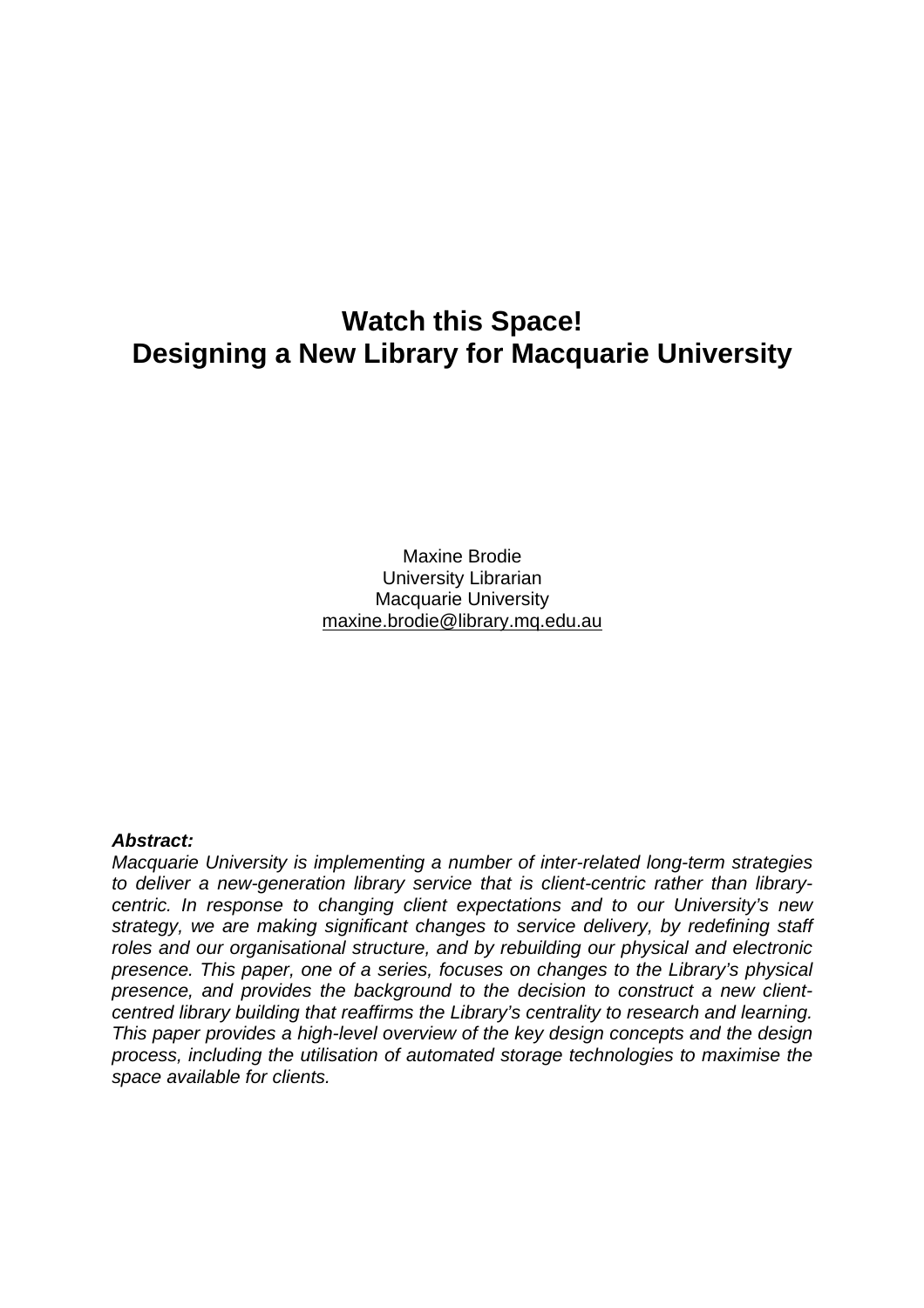# Watch this Space!
# Designing a New Library for Macquarie University

Maxine Brodie
University Librarian
Macquarie University
maxine.brodie@library.mq.edu.au

***Abstract:***

*Macquarie University is implementing a number of inter-related long-term strategies to deliver a new-generation library service that is client-centric rather than library-centric. In response to changing client expectations and to our University's new strategy, we are making significant changes to service delivery, by redefining staff roles and our organisational structure, and by rebuilding our physical and electronic presence. This paper, one of a series, focuses on changes to the Library's physical presence, and provides the background to the decision to construct a new client-centred library building that reaffirms the Library's centrality to research and learning. This paper provides a high-level overview of the key design concepts and the design process, including the utilisation of automated storage technologies to maximise the space available for clients.*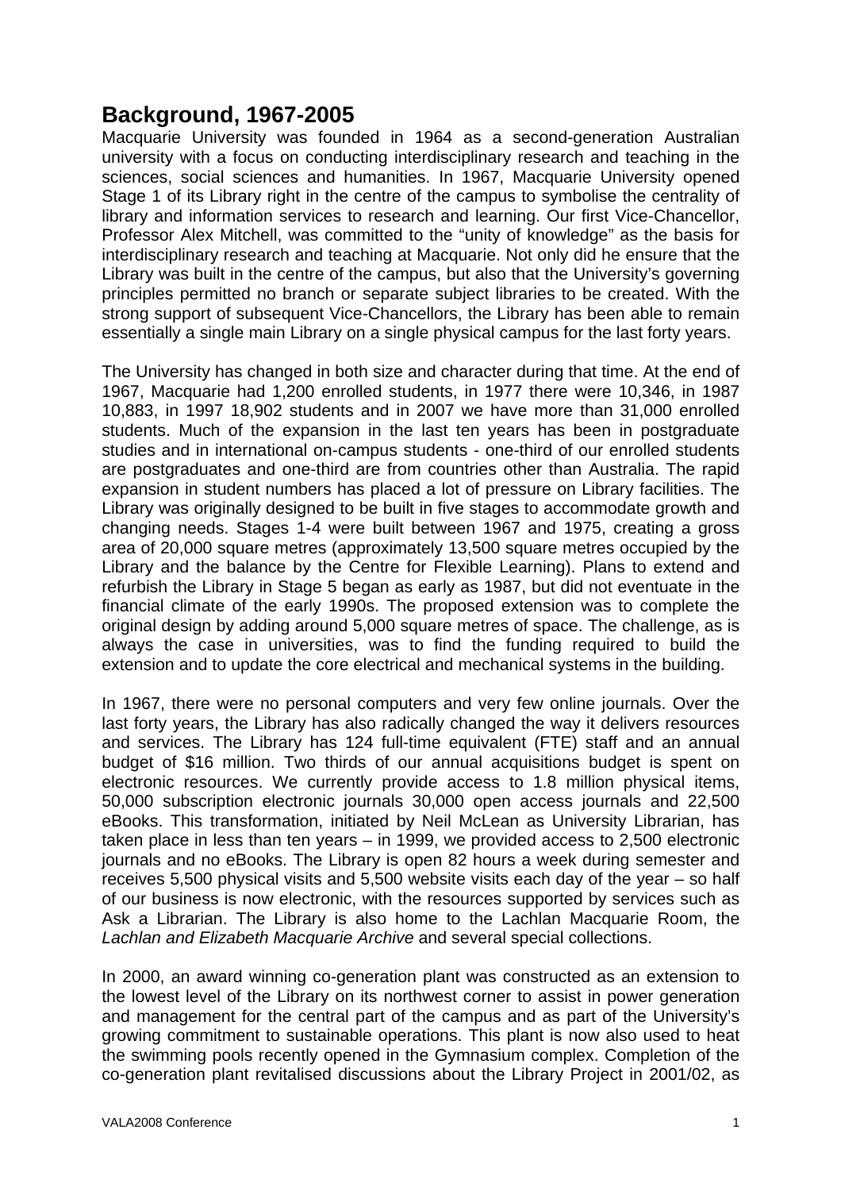## Background, 1967-2005

Macquarie University was founded in 1964 as a second-generation Australian university with a focus on conducting interdisciplinary research and teaching in the sciences, social sciences and humanities. In 1967, Macquarie University opened Stage 1 of its Library right in the centre of the campus to symbolise the centrality of library and information services to research and learning. Our first Vice-Chancellor, Professor Alex Mitchell, was committed to the "unity of knowledge" as the basis for interdisciplinary research and teaching at Macquarie. Not only did he ensure that the Library was built in the centre of the campus, but also that the University's governing principles permitted no branch or separate subject libraries to be created. With the strong support of subsequent Vice-Chancellors, the Library has been able to remain essentially a single main Library on a single physical campus for the last forty years.

The University has changed in both size and character during that time. At the end of 1967, Macquarie had 1,200 enrolled students, in 1977 there were 10,346, in 1987 10,883, in 1997 18,902 students and in 2007 we have more than 31,000 enrolled students. Much of the expansion in the last ten years has been in postgraduate studies and in international on-campus students - one-third of our enrolled students are postgraduates and one-third are from countries other than Australia. The rapid expansion in student numbers has placed a lot of pressure on Library facilities. The Library was originally designed to be built in five stages to accommodate growth and changing needs. Stages 1-4 were built between 1967 and 1975, creating a gross area of 20,000 square metres (approximately 13,500 square metres occupied by the Library and the balance by the Centre for Flexible Learning). Plans to extend and refurbish the Library in Stage 5 began as early as 1987, but did not eventuate in the financial climate of the early 1990s. The proposed extension was to complete the original design by adding around 5,000 square metres of space. The challenge, as is always the case in universities, was to find the funding required to build the extension and to update the core electrical and mechanical systems in the building.

In 1967, there were no personal computers and very few online journals. Over the last forty years, the Library has also radically changed the way it delivers resources and services. The Library has 124 full-time equivalent (FTE) staff and an annual budget of $16 million. Two thirds of our annual acquisitions budget is spent on electronic resources. We currently provide access to 1.8 million physical items, 50,000 subscription electronic journals 30,000 open access journals and 22,500 eBooks. This transformation, initiated by Neil McLean as University Librarian, has taken place in less than ten years – in 1999, we provided access to 2,500 electronic journals and no eBooks. The Library is open 82 hours a week during semester and receives 5,500 physical visits and 5,500 website visits each day of the year – so half of our business is now electronic, with the resources supported by services such as Ask a Librarian. The Library is also home to the Lachlan Macquarie Room, the *Lachlan and Elizabeth Macquarie Archive* and several special collections.

In 2000, an award winning co-generation plant was constructed as an extension to the lowest level of the Library on its northwest corner to assist in power generation and management for the central part of the campus and as part of the University's growing commitment to sustainable operations. This plant is now also used to heat the swimming pools recently opened in the Gymnasium complex. Completion of the co-generation plant revitalised discussions about the Library Project in 2001/02, as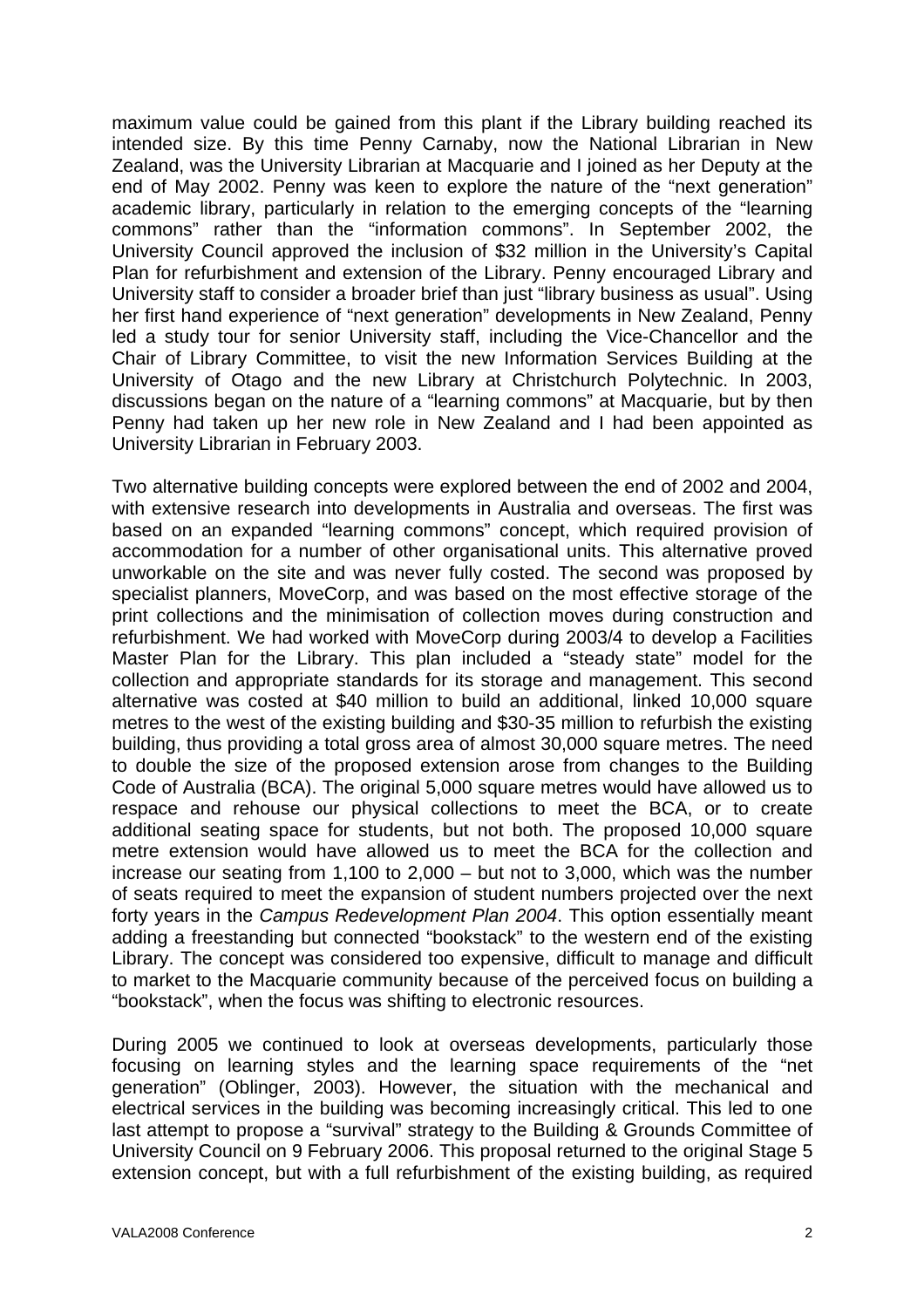maximum value could be gained from this plant if the Library building reached its intended size. By this time Penny Carnaby, now the National Librarian in New Zealand, was the University Librarian at Macquarie and I joined as her Deputy at the end of May 2002. Penny was keen to explore the nature of the "next generation" academic library, particularly in relation to the emerging concepts of the "learning commons" rather than the "information commons". In September 2002, the University Council approved the inclusion of $32 million in the University's Capital Plan for refurbishment and extension of the Library. Penny encouraged Library and University staff to consider a broader brief than just "library business as usual". Using her first hand experience of "next generation" developments in New Zealand, Penny led a study tour for senior University staff, including the Vice-Chancellor and the Chair of Library Committee, to visit the new Information Services Building at the University of Otago and the new Library at Christchurch Polytechnic. In 2003, discussions began on the nature of a "learning commons" at Macquarie, but by then Penny had taken up her new role in New Zealand and I had been appointed as University Librarian in February 2003.

Two alternative building concepts were explored between the end of 2002 and 2004, with extensive research into developments in Australia and overseas. The first was based on an expanded "learning commons" concept, which required provision of accommodation for a number of other organisational units. This alternative proved unworkable on the site and was never fully costed. The second was proposed by specialist planners, MoveCorp, and was based on the most effective storage of the print collections and the minimisation of collection moves during construction and refurbishment. We had worked with MoveCorp during 2003/4 to develop a Facilities Master Plan for the Library. This plan included a "steady state" model for the collection and appropriate standards for its storage and management. This second alternative was costed at $40 million to build an additional, linked 10,000 square metres to the west of the existing building and $30-35 million to refurbish the existing building, thus providing a total gross area of almost 30,000 square metres. The need to double the size of the proposed extension arose from changes to the Building Code of Australia (BCA). The original 5,000 square metres would have allowed us to respace and rehouse our physical collections to meet the BCA, or to create additional seating space for students, but not both. The proposed 10,000 square metre extension would have allowed us to meet the BCA for the collection and increase our seating from 1,100 to 2,000 – but not to 3,000, which was the number of seats required to meet the expansion of student numbers projected over the next forty years in the *Campus Redevelopment Plan 2004*. This option essentially meant adding a freestanding but connected "bookstack" to the western end of the existing Library. The concept was considered too expensive, difficult to manage and difficult to market to the Macquarie community because of the perceived focus on building a "bookstack", when the focus was shifting to electronic resources.

During 2005 we continued to look at overseas developments, particularly those focusing on learning styles and the learning space requirements of the "net generation" (Oblinger, 2003). However, the situation with the mechanical and electrical services in the building was becoming increasingly critical. This led to one last attempt to propose a "survival" strategy to the Building & Grounds Committee of University Council on 9 February 2006. This proposal returned to the original Stage 5 extension concept, but with a full refurbishment of the existing building, as required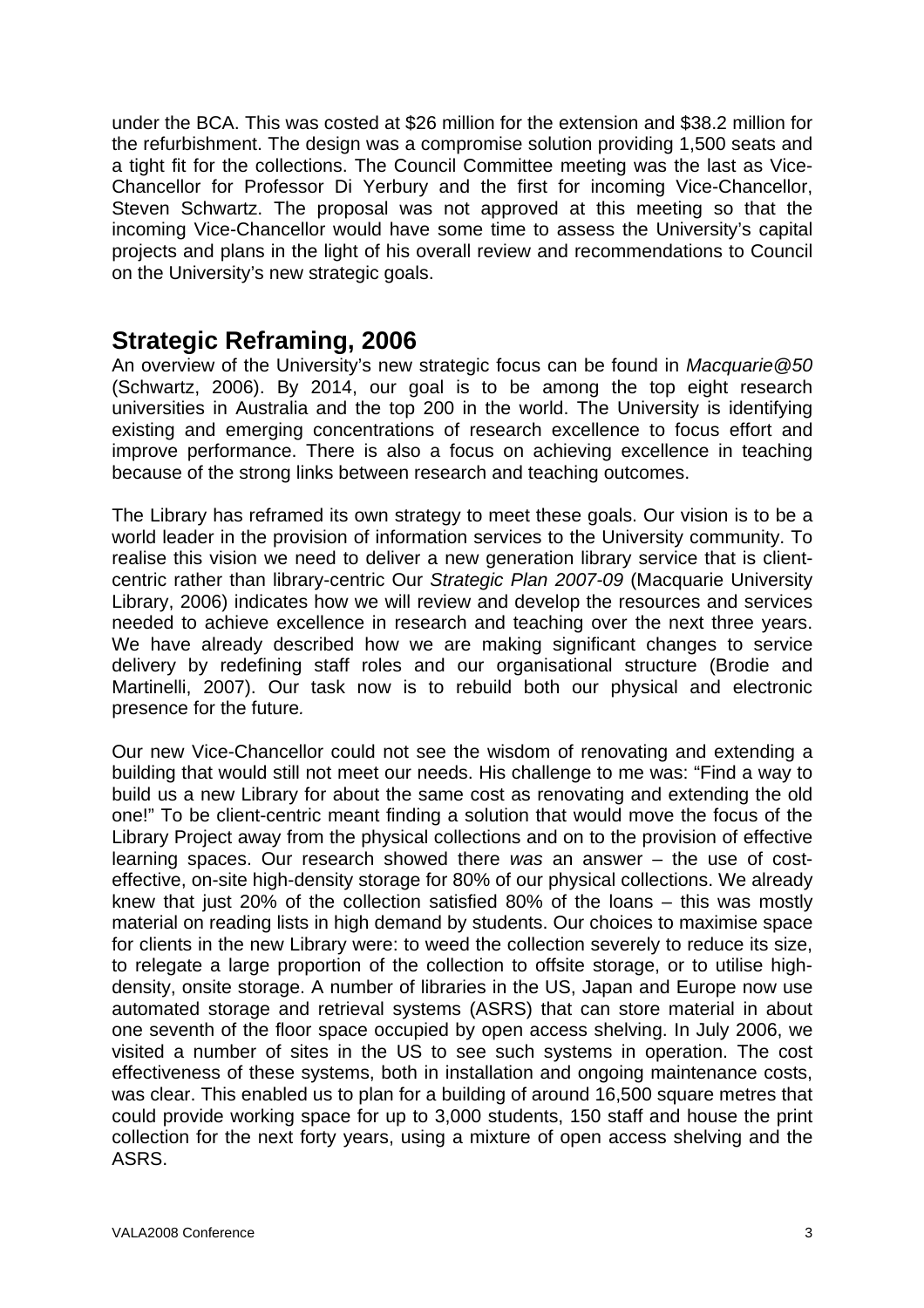under the BCA. This was costed at $26 million for the extension and $38.2 million for the refurbishment. The design was a compromise solution providing 1,500 seats and a tight fit for the collections. The Council Committee meeting was the last as Vice-Chancellor for Professor Di Yerbury and the first for incoming Vice-Chancellor, Steven Schwartz. The proposal was not approved at this meeting so that the incoming Vice-Chancellor would have some time to assess the University's capital projects and plans in the light of his overall review and recommendations to Council on the University's new strategic goals.

## Strategic Reframing, 2006

An overview of the University's new strategic focus can be found in *Macquarie@50* (Schwartz, 2006). By 2014, our goal is to be among the top eight research universities in Australia and the top 200 in the world. The University is identifying existing and emerging concentrations of research excellence to focus effort and improve performance. There is also a focus on achieving excellence in teaching because of the strong links between research and teaching outcomes.

The Library has reframed its own strategy to meet these goals. Our vision is to be a world leader in the provision of information services to the University community. To realise this vision we need to deliver a new generation library service that is client-centric rather than library-centric Our *Strategic Plan 2007-09* (Macquarie University Library, 2006) indicates how we will review and develop the resources and services needed to achieve excellence in research and teaching over the next three years. We have already described how we are making significant changes to service delivery by redefining staff roles and our organisational structure (Brodie and Martinelli, 2007). Our task now is to rebuild both our physical and electronic presence for the future.

Our new Vice-Chancellor could not see the wisdom of renovating and extending a building that would still not meet our needs. His challenge to me was: "Find a way to build us a new Library for about the same cost as renovating and extending the old one!" To be client-centric meant finding a solution that would move the focus of the Library Project away from the physical collections and on to the provision of effective learning spaces. Our research showed there *was* an answer – the use of cost-effective, on-site high-density storage for 80% of our physical collections. We already knew that just 20% of the collection satisfied 80% of the loans – this was mostly material on reading lists in high demand by students. Our choices to maximise space for clients in the new Library were: to weed the collection severely to reduce its size, to relegate a large proportion of the collection to offsite storage, or to utilise high-density, onsite storage. A number of libraries in the US, Japan and Europe now use automated storage and retrieval systems (ASRS) that can store material in about one seventh of the floor space occupied by open access shelving. In July 2006, we visited a number of sites in the US to see such systems in operation. The cost effectiveness of these systems, both in installation and ongoing maintenance costs, was clear. This enabled us to plan for a building of around 16,500 square metres that could provide working space for up to 3,000 students, 150 staff and house the print collection for the next forty years, using a mixture of open access shelving and the ASRS.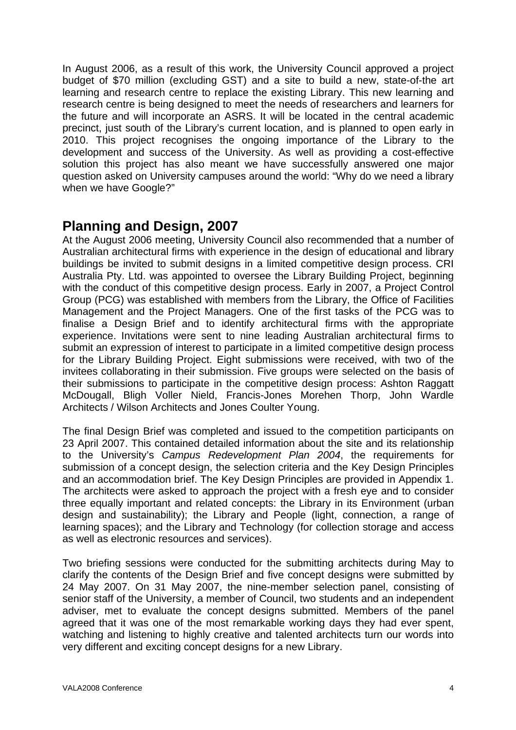In August 2006, as a result of this work, the University Council approved a project budget of $70 million (excluding GST) and a site to build a new, state-of-the art learning and research centre to replace the existing Library. This new learning and research centre is being designed to meet the needs of researchers and learners for the future and will incorporate an ASRS. It will be located in the central academic precinct, just south of the Library's current location, and is planned to open early in 2010. This project recognises the ongoing importance of the Library to the development and success of the University. As well as providing a cost-effective solution this project has also meant we have successfully answered one major question asked on University campuses around the world: "Why do we need a library when we have Google?"

## Planning and Design, 2007

At the August 2006 meeting, University Council also recommended that a number of Australian architectural firms with experience in the design of educational and library buildings be invited to submit designs in a limited competitive design process. CRI Australia Pty. Ltd. was appointed to oversee the Library Building Project, beginning with the conduct of this competitive design process. Early in 2007, a Project Control Group (PCG) was established with members from the Library, the Office of Facilities Management and the Project Managers. One of the first tasks of the PCG was to finalise a Design Brief and to identify architectural firms with the appropriate experience. Invitations were sent to nine leading Australian architectural firms to submit an expression of interest to participate in a limited competitive design process for the Library Building Project. Eight submissions were received, with two of the invitees collaborating in their submission. Five groups were selected on the basis of their submissions to participate in the competitive design process: Ashton Raggatt McDougall, Bligh Voller Nield, Francis-Jones Morehen Thorp, John Wardle Architects / Wilson Architects and Jones Coulter Young.

The final Design Brief was completed and issued to the competition participants on 23 April 2007. This contained detailed information about the site and its relationship to the University's *Campus Redevelopment Plan 2004*, the requirements for submission of a concept design, the selection criteria and the Key Design Principles and an accommodation brief. The Key Design Principles are provided in Appendix 1. The architects were asked to approach the project with a fresh eye and to consider three equally important and related concepts: the Library in its Environment (urban design and sustainability); the Library and People (light, connection, a range of learning spaces); and the Library and Technology (for collection storage and access as well as electronic resources and services).

Two briefing sessions were conducted for the submitting architects during May to clarify the contents of the Design Brief and five concept designs were submitted by 24 May 2007. On 31 May 2007, the nine-member selection panel, consisting of senior staff of the University, a member of Council, two students and an independent adviser, met to evaluate the concept designs submitted. Members of the panel agreed that it was one of the most remarkable working days they had ever spent, watching and listening to highly creative and talented architects turn our words into very different and exciting concept designs for a new Library.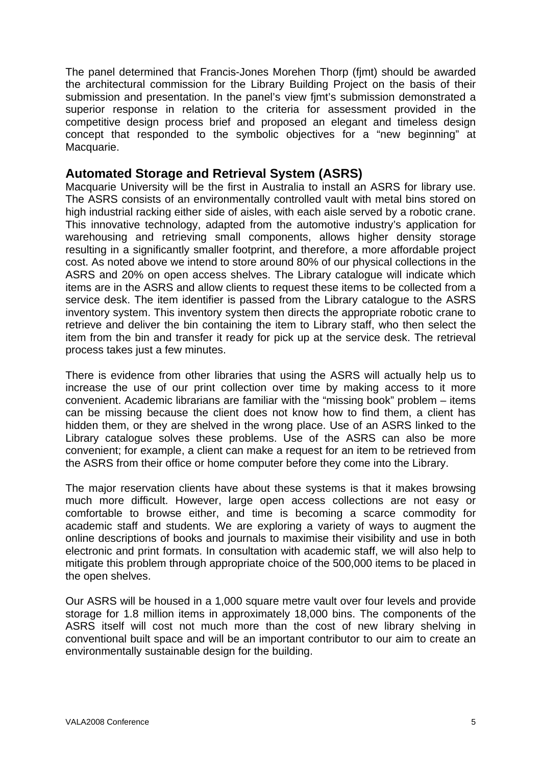The panel determined that Francis-Jones Morehen Thorp (fjmt) should be awarded the architectural commission for the Library Building Project on the basis of their submission and presentation. In the panel's view fjmt's submission demonstrated a superior response in relation to the criteria for assessment provided in the competitive design process brief and proposed an elegant and timeless design concept that responded to the symbolic objectives for a "new beginning" at Macquarie.

## Automated Storage and Retrieval System (ASRS)

Macquarie University will be the first in Australia to install an ASRS for library use. The ASRS consists of an environmentally controlled vault with metal bins stored on high industrial racking either side of aisles, with each aisle served by a robotic crane. This innovative technology, adapted from the automotive industry's application for warehousing and retrieving small components, allows higher density storage resulting in a significantly smaller footprint, and therefore, a more affordable project cost. As noted above we intend to store around 80% of our physical collections in the ASRS and 20% on open access shelves. The Library catalogue will indicate which items are in the ASRS and allow clients to request these items to be collected from a service desk. The item identifier is passed from the Library catalogue to the ASRS inventory system. This inventory system then directs the appropriate robotic crane to retrieve and deliver the bin containing the item to Library staff, who then select the item from the bin and transfer it ready for pick up at the service desk. The retrieval process takes just a few minutes.

There is evidence from other libraries that using the ASRS will actually help us to increase the use of our print collection over time by making access to it more convenient. Academic librarians are familiar with the "missing book" problem – items can be missing because the client does not know how to find them, a client has hidden them, or they are shelved in the wrong place. Use of an ASRS linked to the Library catalogue solves these problems. Use of the ASRS can also be more convenient; for example, a client can make a request for an item to be retrieved from the ASRS from their office or home computer before they come into the Library.

The major reservation clients have about these systems is that it makes browsing much more difficult. However, large open access collections are not easy or comfortable to browse either, and time is becoming a scarce commodity for academic staff and students. We are exploring a variety of ways to augment the online descriptions of books and journals to maximise their visibility and use in both electronic and print formats. In consultation with academic staff, we will also help to mitigate this problem through appropriate choice of the 500,000 items to be placed in the open shelves.

Our ASRS will be housed in a 1,000 square metre vault over four levels and provide storage for 1.8 million items in approximately 18,000 bins. The components of the ASRS itself will cost not much more than the cost of new library shelving in conventional built space and will be an important contributor to our aim to create an environmentally sustainable design for the building.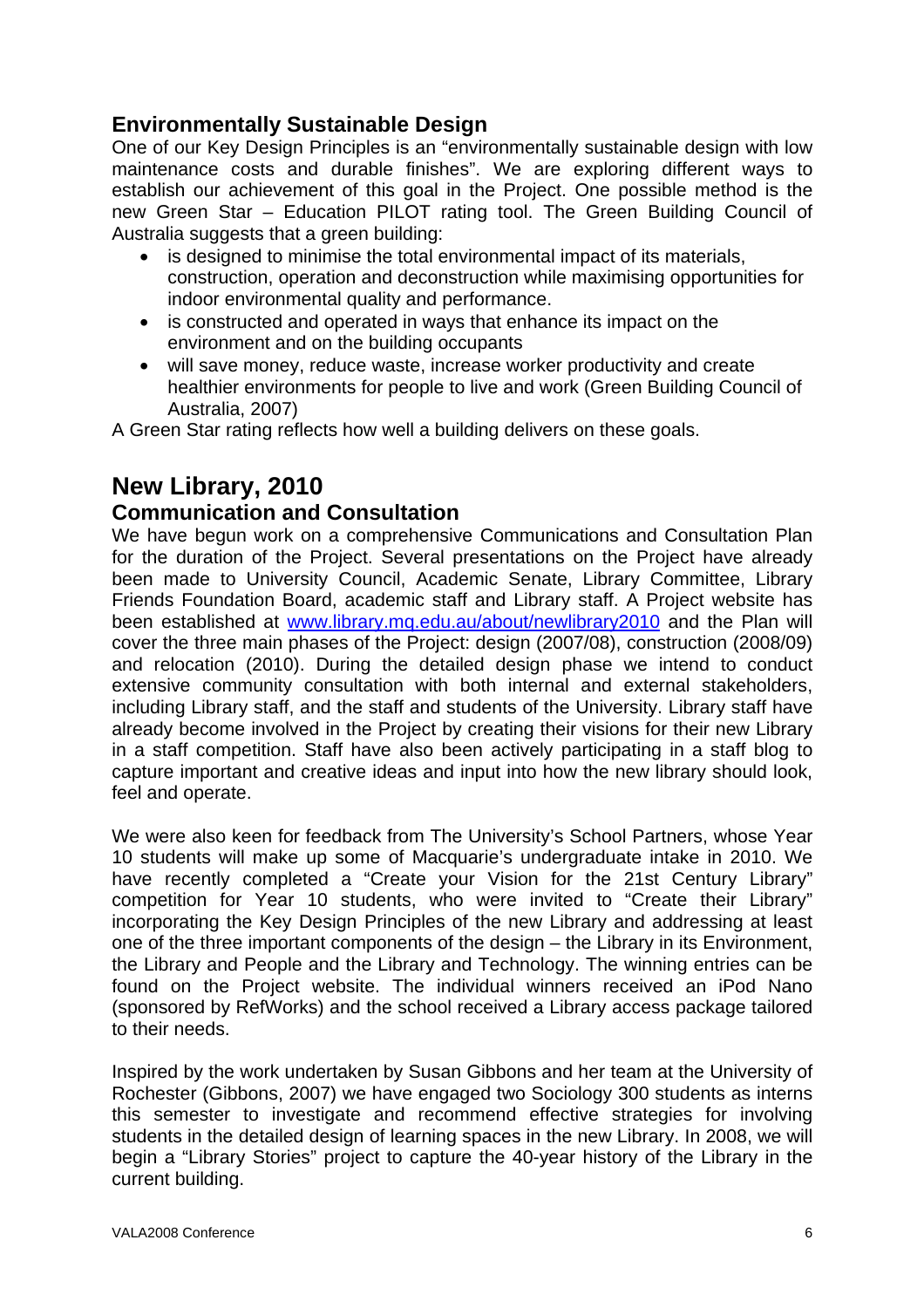## Environmentally Sustainable Design

One of our Key Design Principles is an "environmentally sustainable design with low maintenance costs and durable finishes". We are exploring different ways to establish our achievement of this goal in the Project. One possible method is the new Green Star – Education PILOT rating tool. The Green Building Council of Australia suggests that a green building:

- is designed to minimise the total environmental impact of its materials, construction, operation and deconstruction while maximising opportunities for indoor environmental quality and performance.
- is constructed and operated in ways that enhance its impact on the environment and on the building occupants
- will save money, reduce waste, increase worker productivity and create healthier environments for people to live and work (Green Building Council of Australia, 2007)

A Green Star rating reflects how well a building delivers on these goals.

# New Library, 2010

## Communication and Consultation

We have begun work on a comprehensive Communications and Consultation Plan for the duration of the Project. Several presentations on the Project have already been made to University Council, Academic Senate, Library Committee, Library Friends Foundation Board, academic staff and Library staff. A Project website has been established at [www.library.mq.edu.au/about/newlibrary2010](www.library.mq.edu.au/about/newlibrary2010) and the Plan will cover the three main phases of the Project: design (2007/08), construction (2008/09) and relocation (2010). During the detailed design phase we intend to conduct extensive community consultation with both internal and external stakeholders, including Library staff, and the staff and students of the University. Library staff have already become involved in the Project by creating their visions for their new Library in a staff competition. Staff have also been actively participating in a staff blog to capture important and creative ideas and input into how the new library should look, feel and operate.

We were also keen for feedback from The University's School Partners, whose Year 10 students will make up some of Macquarie's undergraduate intake in 2010. We have recently completed a "Create your Vision for the 21st Century Library" competition for Year 10 students, who were invited to "Create their Library" incorporating the Key Design Principles of the new Library and addressing at least one of the three important components of the design – the Library in its Environment, the Library and People and the Library and Technology. The winning entries can be found on the Project website. The individual winners received an iPod Nano (sponsored by RefWorks) and the school received a Library access package tailored to their needs.

Inspired by the work undertaken by Susan Gibbons and her team at the University of Rochester (Gibbons, 2007) we have engaged two Sociology 300 students as interns this semester to investigate and recommend effective strategies for involving students in the detailed design of learning spaces in the new Library. In 2008, we will begin a "Library Stories" project to capture the 40-year history of the Library in the current building.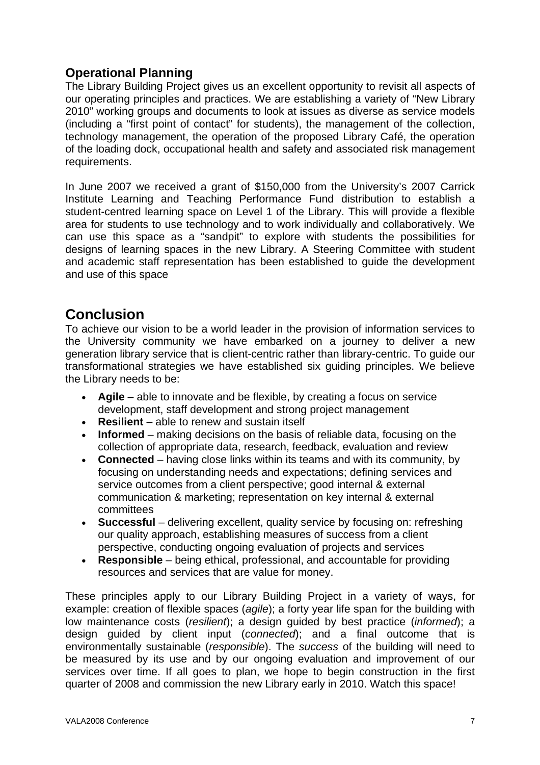### Operational Planning

The Library Building Project gives us an excellent opportunity to revisit all aspects of our operating principles and practices. We are establishing a variety of "New Library 2010" working groups and documents to look at issues as diverse as service models (including a "first point of contact" for students), the management of the collection, technology management, the operation of the proposed Library Café, the operation of the loading dock, occupational health and safety and associated risk management requirements.

In June 2007 we received a grant of $150,000 from the University's 2007 Carrick Institute Learning and Teaching Performance Fund distribution to establish a student-centred learning space on Level 1 of the Library. This will provide a flexible area for students to use technology and to work individually and collaboratively. We can use this space as a "sandpit" to explore with students the possibilities for designs of learning spaces in the new Library. A Steering Committee with student and academic staff representation has been established to guide the development and use of this space

## Conclusion

To achieve our vision to be a world leader in the provision of information services to the University community we have embarked on a journey to deliver a new generation library service that is client-centric rather than library-centric. To guide our transformational strategies we have established six guiding principles. We believe the Library needs to be:

- **Agile** – able to innovate and be flexible, by creating a focus on service development, staff development and strong project management
- **Resilient** – able to renew and sustain itself
- **Informed** – making decisions on the basis of reliable data, focusing on the collection of appropriate data, research, feedback, evaluation and review
- **Connected** – having close links within its teams and with its community, by focusing on understanding needs and expectations; defining services and service outcomes from a client perspective; good internal & external communication & marketing; representation on key internal & external committees
- **Successful** – delivering excellent, quality service by focusing on: refreshing our quality approach, establishing measures of success from a client perspective, conducting ongoing evaluation of projects and services
- **Responsible** – being ethical, professional, and accountable for providing resources and services that are value for money.

These principles apply to our Library Building Project in a variety of ways, for example: creation of flexible spaces (*agile*); a forty year life span for the building with low maintenance costs (*resilient*); a design guided by best practice (*informed*); a design guided by client input (*connected*); and a final outcome that is environmentally sustainable (*responsible*). The *success* of the building will need to be measured by its use and by our ongoing evaluation and improvement of our services over time. If all goes to plan, we hope to begin construction in the first quarter of 2008 and commission the new Library early in 2010. Watch this space!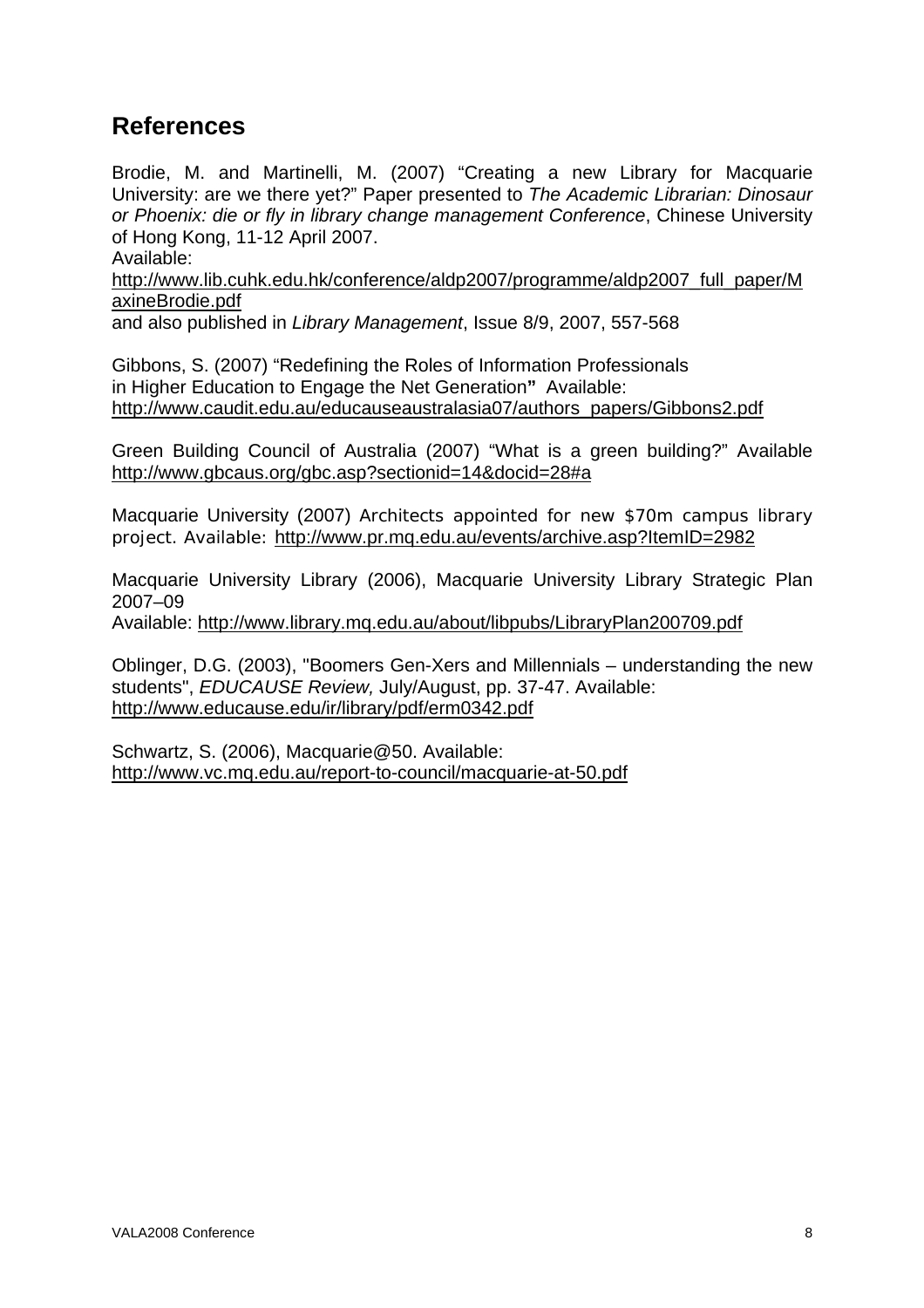## References

Brodie, M. and Martinelli, M. (2007) "Creating a new Library for Macquarie University: are we there yet?" Paper presented to *The Academic Librarian: Dinosaur or Phoenix: die or fly in library change management Conference*, Chinese University of Hong Kong, 11-12 April 2007.
Available:
http://www.lib.cuhk.edu.hk/conference/aldp2007/programme/aldp2007_full_paper/MaxineBrodie.pdf
and also published in *Library Management*, Issue 8/9, 2007, 557-568

Gibbons, S. (2007) "Redefining the Roles of Information Professionals in Higher Education to Engage the Net Generation**"** Available:
http://www.caudit.edu.au/educauseaustralasia07/authors_papers/Gibbons2.pdf

Green Building Council of Australia (2007) "What is a green building?" Available http://www.gbcaus.org/gbc.asp?sectionid=14&docid=28#a

Macquarie University (2007) Architects appointed for new $70m campus library project. Available: http://www.pr.mq.edu.au/events/archive.asp?ItemID=2982

Macquarie University Library (2006), Macquarie University Library Strategic Plan 2007–09
Available: http://www.library.mq.edu.au/about/libpubs/LibraryPlan200709.pdf

Oblinger, D.G. (2003), "Boomers Gen-Xers and Millennials – understanding the new students", *EDUCAUSE Review,* July/August, pp. 37-47. Available:
http://www.educause.edu/ir/library/pdf/erm0342.pdf

Schwartz, S. (2006), Macquarie@50. Available:
http://www.vc.mq.edu.au/report-to-council/macquarie-at-50.pdf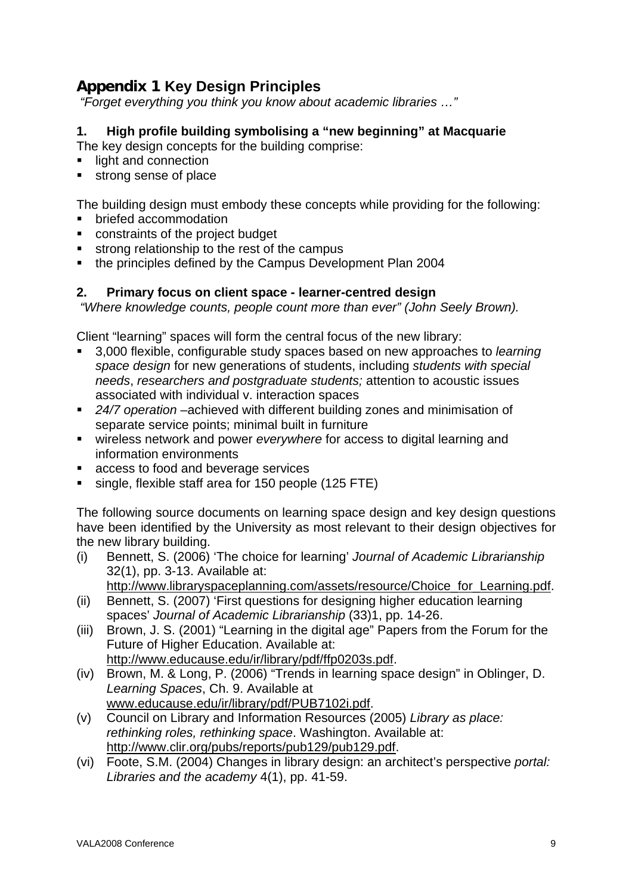# Appendix 1 Key Design Principles

*"Forget everything you think you know about academic libraries …"*

## 1. High profile building symbolising a "new beginning" at Macquarie

The key design concepts for the building comprise:

- light and connection
- strong sense of place

The building design must embody these concepts while providing for the following:

- briefed accommodation
- constraints of the project budget
- strong relationship to the rest of the campus
- the principles defined by the Campus Development Plan 2004

## 2. Primary focus on client space - learner-centred design

*"Where knowledge counts, people count more than ever" (John Seely Brown).*

Client "learning" spaces will form the central focus of the new library:

- 3,000 flexible, configurable study spaces based on new approaches to *learning space design* for new generations of students, including *students with special needs*, *researchers and postgraduate students;* attention to acoustic issues associated with individual v. interaction spaces
- *24/7 operation* –achieved with different building zones and minimisation of separate service points; minimal built in furniture
- wireless network and power *everywhere* for access to digital learning and information environments
- access to food and beverage services
- single, flexible staff area for 150 people (125 FTE)

The following source documents on learning space design and key design questions have been identified by the University as most relevant to their design objectives for the new library building.

(i) Bennett, S. (2006) 'The choice for learning' *Journal of Academic Librarianship* 32(1), pp. 3-13. Available at: http://www.libraryspaceplanning.com/assets/resource/Choice_for_Learning.pdf.

(ii) Bennett, S. (2007) 'First questions for designing higher education learning spaces' *Journal of Academic Librarianship* (33)1, pp. 14-26.

(iii) Brown, J. S. (2001) "Learning in the digital age" Papers from the Forum for the Future of Higher Education. Available at: http://www.educause.edu/ir/library/pdf/ffp0203s.pdf.

(iv) Brown, M. & Long, P. (2006) "Trends in learning space design" in Oblinger, D. *Learning Spaces*, Ch. 9. Available at www.educause.edu/ir/library/pdf/PUB7102i.pdf.

(v) Council on Library and Information Resources (2005) *Library as place: rethinking roles, rethinking space*. Washington. Available at: http://www.clir.org/pubs/reports/pub129/pub129.pdf.

(vi) Foote, S.M. (2004) Changes in library design: an architect's perspective *portal: Libraries and the academy* 4(1), pp. 41-59.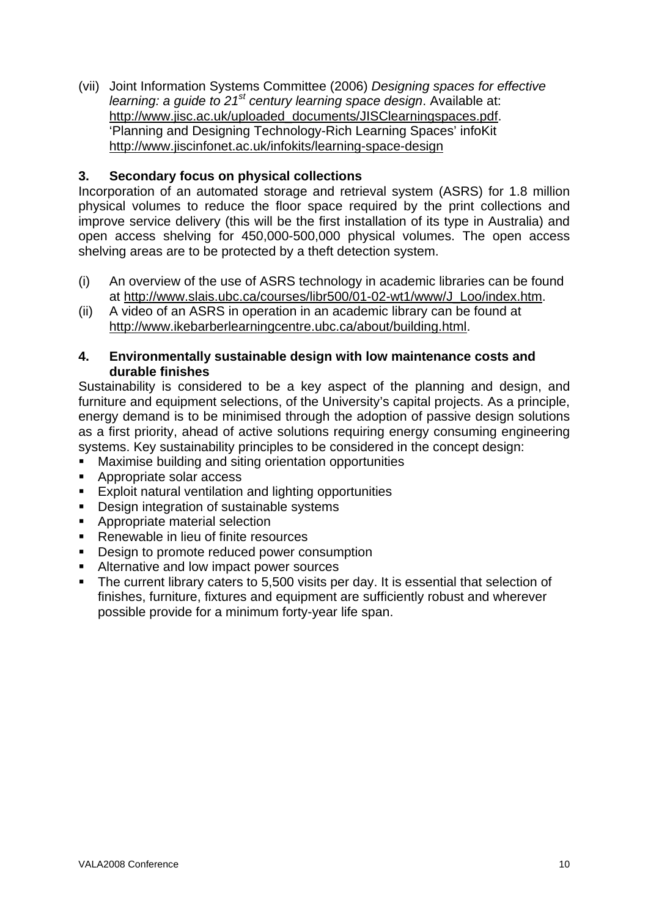(vii) Joint Information Systems Committee (2006) *Designing spaces for effective learning: a guide to 21st century learning space design*. Available at: http://www.jisc.ac.uk/uploaded_documents/JISClearningspaces.pdf. 'Planning and Designing Technology-Rich Learning Spaces' infoKit http://www.jiscinfonet.ac.uk/infokits/learning-space-design

### 3. Secondary focus on physical collections

Incorporation of an automated storage and retrieval system (ASRS) for 1.8 million physical volumes to reduce the floor space required by the print collections and improve service delivery (this will be the first installation of its type in Australia) and open access shelving for 450,000-500,000 physical volumes. The open access shelving areas are to be protected by a theft detection system.

(i) An overview of the use of ASRS technology in academic libraries can be found at http://www.slais.ubc.ca/courses/libr500/01-02-wt1/www/J_Loo/index.htm.

(ii) A video of an ASRS in operation in an academic library can be found at http://www.ikebarberlearningcentre.ubc.ca/about/building.html.

### 4. Environmentally sustainable design with low maintenance costs and durable finishes

Sustainability is considered to be a key aspect of the planning and design, and furniture and equipment selections, of the University's capital projects. As a principle, energy demand is to be minimised through the adoption of passive design solutions as a first priority, ahead of active solutions requiring energy consuming engineering systems. Key sustainability principles to be considered in the concept design:

- Maximise building and siting orientation opportunities
- Appropriate solar access
- Exploit natural ventilation and lighting opportunities
- Design integration of sustainable systems
- Appropriate material selection
- Renewable in lieu of finite resources
- Design to promote reduced power consumption
- Alternative and low impact power sources
- The current library caters to 5,500 visits per day. It is essential that selection of finishes, furniture, fixtures and equipment are sufficiently robust and wherever possible provide for a minimum forty-year life span.